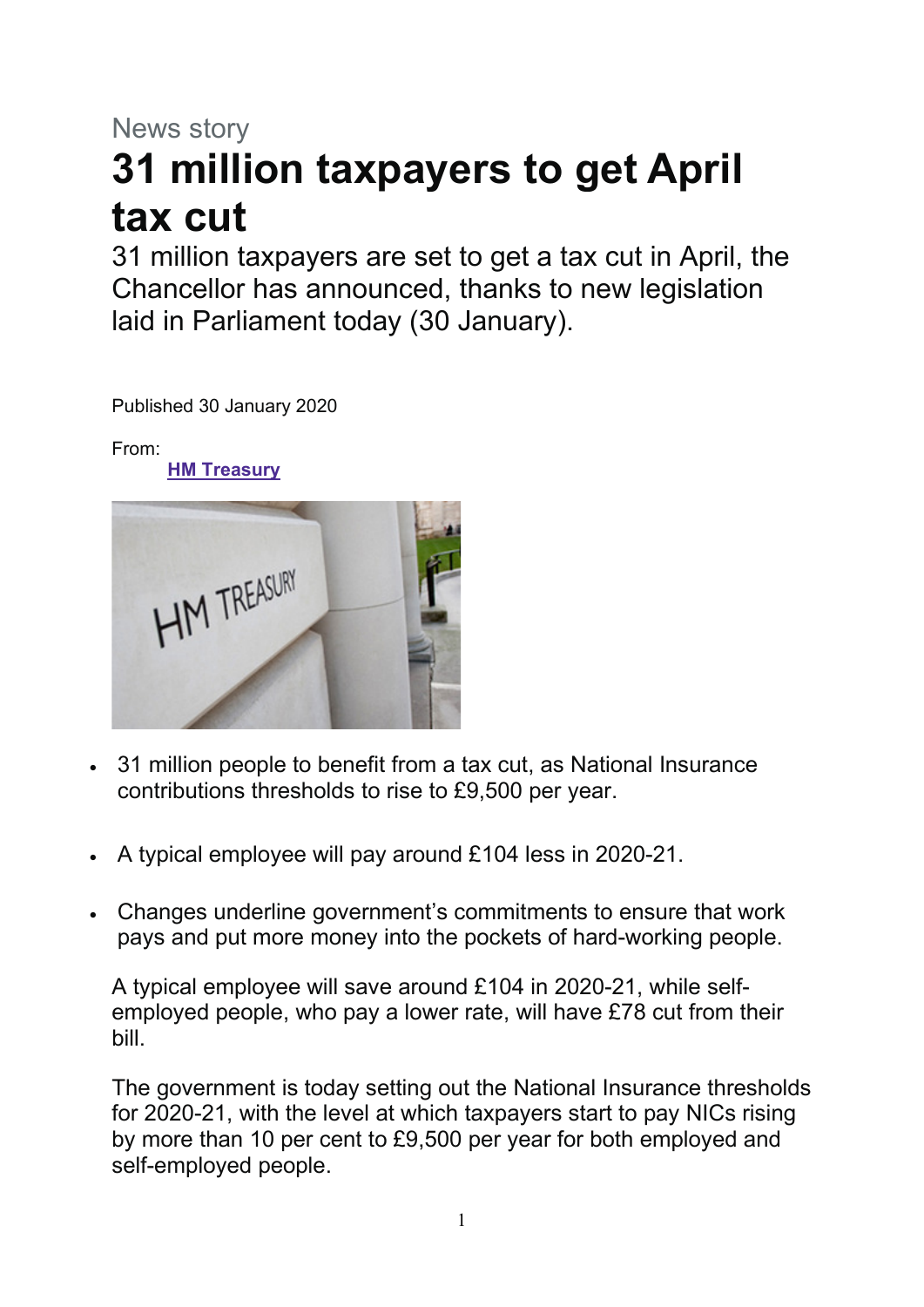News story

# 31 million taxpayers to get April tax cut

31 million taxpayers are set to get a tax cut in April, the Chancellor has announced, thanks to new legislation laid in Parliament today (30 January).

Published 30 January 2020

From:
**HM Treasury**

- 31 million people to benefit from a tax cut, as National Insurance contributions thresholds to rise to £9,500 per year.
- A typical employee will pay around £104 less in 2020-21.
- Changes underline government's commitments to ensure that work pays and put more money into the pockets of hard-working people.

A typical employee will save around £104 in 2020-21, while self-employed people, who pay a lower rate, will have £78 cut from their bill.

The government is today setting out the National Insurance thresholds for 2020-21, with the level at which taxpayers start to pay NICs rising by more than 10 per cent to £9,500 per year for both employed and self-employed people.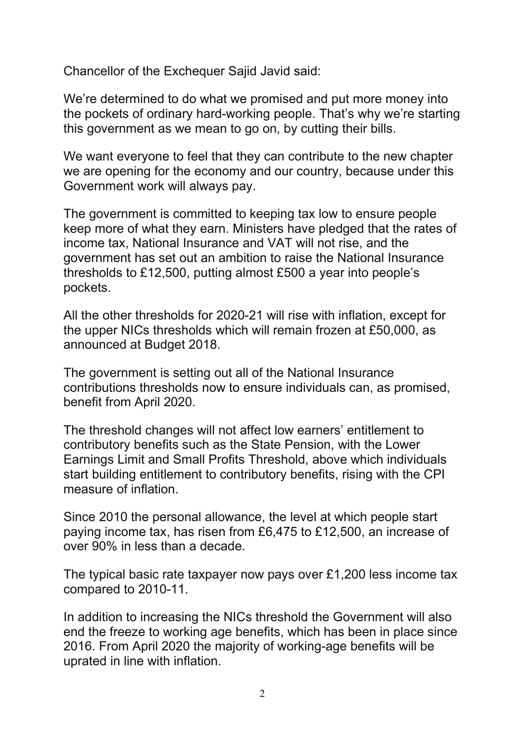Chancellor of the Exchequer Sajid Javid said:

We're determined to do what we promised and put more money into the pockets of ordinary hard-working people. That's why we're starting this government as we mean to go on, by cutting their bills.

We want everyone to feel that they can contribute to the new chapter we are opening for the economy and our country, because under this Government work will always pay.

The government is committed to keeping tax low to ensure people keep more of what they earn. Ministers have pledged that the rates of income tax, National Insurance and VAT will not rise, and the government has set out an ambition to raise the National Insurance thresholds to £12,500, putting almost £500 a year into people's pockets.

All the other thresholds for 2020-21 will rise with inflation, except for the upper NICs thresholds which will remain frozen at £50,000, as announced at Budget 2018.

The government is setting out all of the National Insurance contributions thresholds now to ensure individuals can, as promised, benefit from April 2020.

The threshold changes will not affect low earners' entitlement to contributory benefits such as the State Pension, with the Lower Earnings Limit and Small Profits Threshold, above which individuals start building entitlement to contributory benefits, rising with the CPI measure of inflation.

Since 2010 the personal allowance, the level at which people start paying income tax, has risen from £6,475 to £12,500, an increase of over 90% in less than a decade.

The typical basic rate taxpayer now pays over £1,200 less income tax compared to 2010-11.

In addition to increasing the NICs threshold the Government will also end the freeze to working age benefits, which has been in place since 2016. From April 2020 the majority of working-age benefits will be uprated in line with inflation.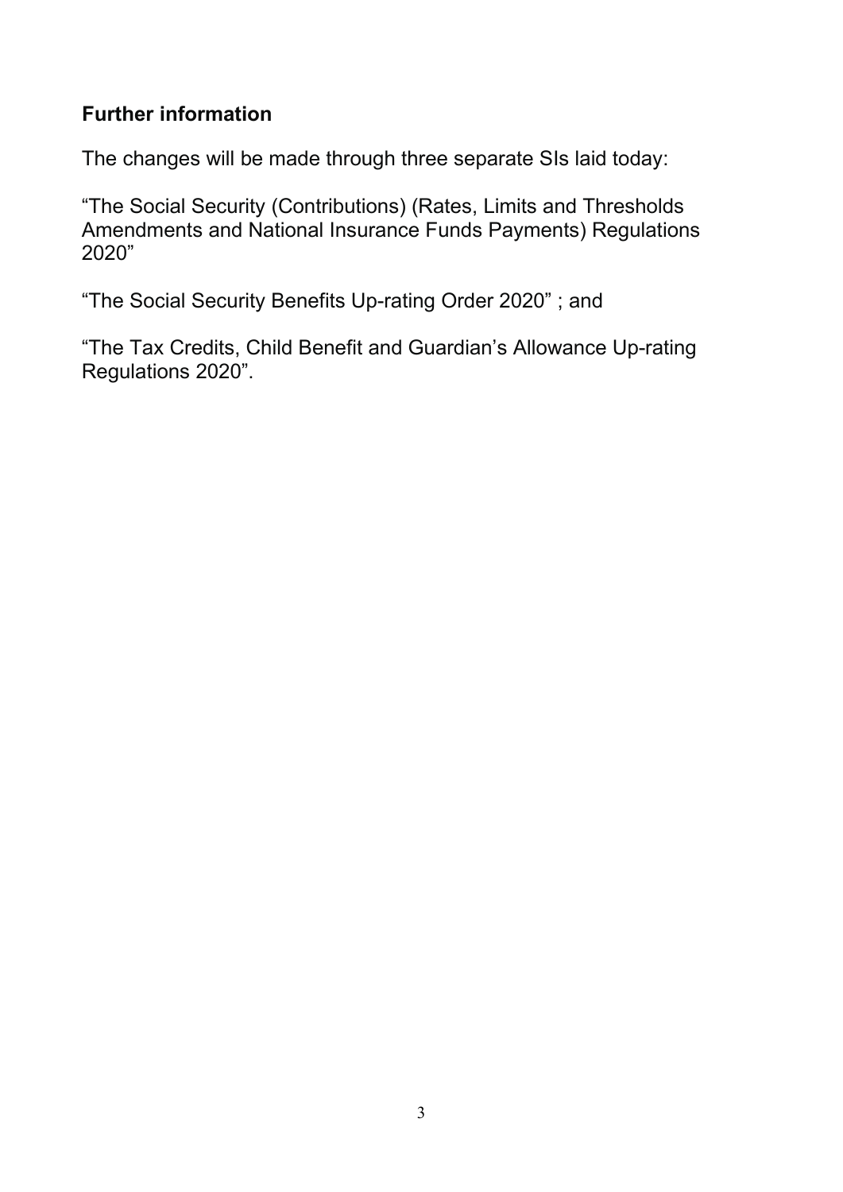## Further information

The changes will be made through three separate SIs laid today:

“The Social Security (Contributions) (Rates, Limits and Thresholds Amendments and National Insurance Funds Payments) Regulations 2020”

“The Social Security Benefits Up-rating Order 2020” ; and

“The Tax Credits, Child Benefit and Guardian’s Allowance Up-rating Regulations 2020”.